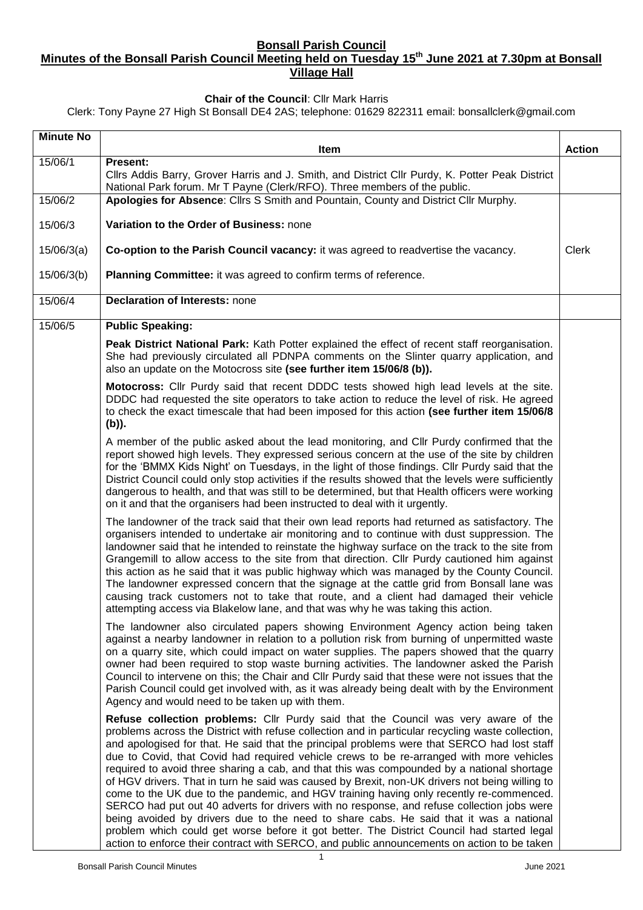# Bonsall Parish Council

## Minutes of the Bonsall Parish Council Meeting held on Tuesday 15th June 2021 at 7.30pm at Bonsall Village Hall

**Chair of the Council**: Cllr Mark Harris

Clerk: Tony Payne 27 High St Bonsall DE4 2AS; telephone: 01629 822311 email: bonsallclerk@gmail.com

| Minute No | Item | Action |
|---|---|---|
| 15/06/1 | **Present:**<br>Cllrs Addis Barry, Grover Harris and J. Smith, and District Cllr Purdy, K. Potter Peak District National Park forum. Mr T Payne (Clerk/RFO). Three members of the public. | |
| 15/06/2 | **Apologies for Absence**: Cllrs S Smith and Pountain, County and District Cllr Murphy. | |
| 15/06/3 | **Variation to the Order of Business:** none | |
| 15/06/3(a) | **Co-option to the Parish Council vacancy:** it was agreed to readvertise the vacancy. | Clerk |
| 15/06/3(b) | **Planning Committee:** it was agreed to confirm terms of reference. | |
| 15/06/4 | **Declaration of Interests:** none | |
| 15/06/5 | **Public Speaking:**<br><br>**Peak District National Park:** Kath Potter explained the effect of recent staff reorganisation. She had previously circulated all PDNPA comments on the Slinter quarry application, and also an update on the Motocross site **(see further item 15/06/8 (b)).**<br><br>**Motocross:** Cllr Purdy said that recent DDDC tests showed high lead levels at the site. DDDC had requested the site operators to take action to reduce the level of risk. He agreed to check the exact timescale that had been imposed for this action **(see further item 15/06/8 (b)).**<br><br>A member of the public asked about the lead monitoring, and Cllr Purdy confirmed that the report showed high levels. They expressed serious concern at the use of the site by children for the 'BMMX Kids Night' on Tuesdays, in the light of those findings. Cllr Purdy said that the District Council could only stop activities if the results showed that the levels were sufficiently dangerous to health, and that was still to be determined, but that Health officers were working on it and that the organisers had been instructed to deal with it urgently.<br><br>The landowner of the track said that their own lead reports had returned as satisfactory. The organisers intended to undertake air monitoring and to continue with dust suppression. The landowner said that he intended to reinstate the highway surface on the track to the site from Grangemill to allow access to the site from that direction. Cllr Purdy cautioned him against this action as he said that it was public highway which was managed by the County Council. The landowner expressed concern that the signage at the cattle grid from Bonsall lane was causing track customers not to take that route, and a client had damaged their vehicle attempting access via Blakelow lane, and that was why he was taking this action.<br><br>The landowner also circulated papers showing Environment Agency action being taken against a nearby landowner in relation to a pollution risk from burning of unpermitted waste on a quarry site, which could impact on water supplies. The papers showed that the quarry owner had been required to stop waste burning activities. The landowner asked the Parish Council to intervene on this; the Chair and Cllr Purdy said that these were not issues that the Parish Council could get involved with, as it was already being dealt with by the Environment Agency and would need to be taken up with them.<br><br>**Refuse collection problems:** Cllr Purdy said that the Council was very aware of the problems across the District with refuse collection and in particular recycling waste collection, and apologised for that. He said that the principal problems were that SERCO had lost staff due to Covid, that Covid had required vehicle crews to be re-arranged with more vehicles required to avoid three sharing a cab, and that this was compounded by a national shortage of HGV drivers. That in turn he said was caused by Brexit, non-UK drivers not being willing to come to the UK due to the pandemic, and HGV training having only recently re-commenced. SERCO had put out 40 adverts for drivers with no response, and refuse collection jobs were being avoided by drivers due to the need to share cabs. He said that it was a national problem which could get worse before it got better. The District Council had started legal action to enforce their contract with SERCO, and public announcements on action to be taken | |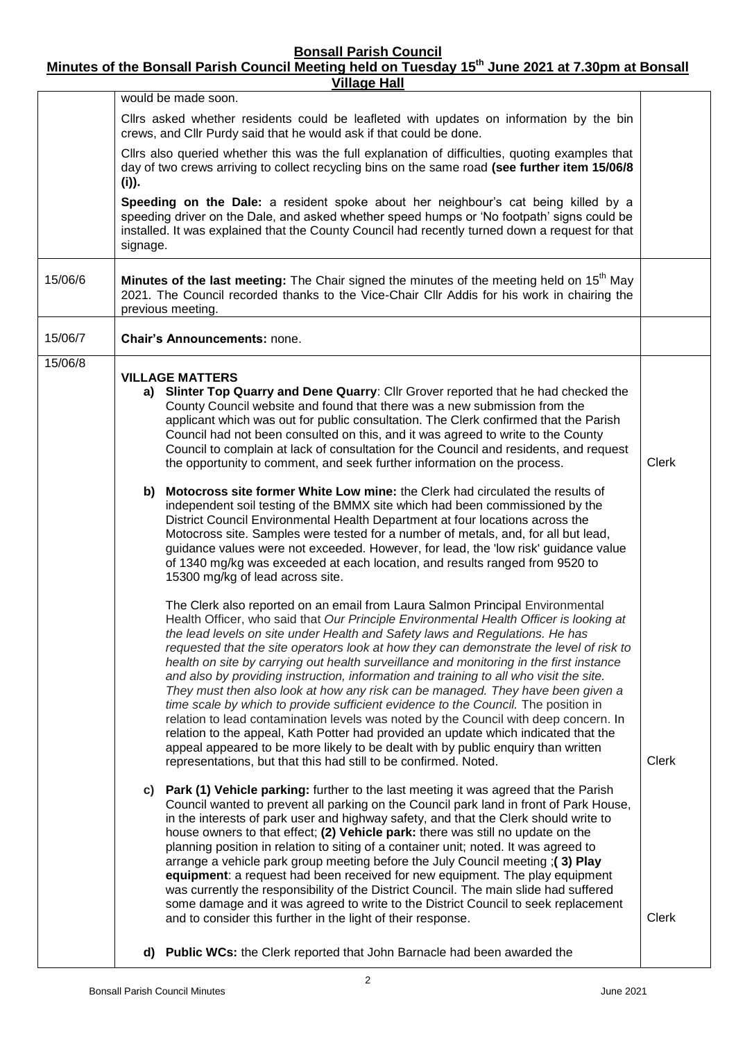**Bonsall Parish Council**

**Minutes of the Bonsall Parish Council Meeting held on Tuesday 15th June 2021 at 7.30pm at Bonsall Village Hall**

| | | |
|---|---|---|
| | would be made soon.<br><br>Cllrs asked whether residents could be leafleted with updates on information by the bin crews, and Cllr Purdy said that he would ask if that could be done.<br><br>Cllrs also queried whether this was the full explanation of difficulties, quoting examples that day of two crews arriving to collect recycling bins on the same road **(see further item 15/06/8 (i)).**<br><br>**Speeding on the Dale:** a resident spoke about her neighbour's cat being killed by a speeding driver on the Dale, and asked whether speed humps or 'No footpath' signs could be installed. It was explained that the County Council had recently turned down a request for that signage. | |
| 15/06/6 | **Minutes of the last meeting:** The Chair signed the minutes of the meeting held on 15th May 2021. The Council recorded thanks to the Vice-Chair Cllr Addis for his work in chairing the previous meeting. | |
| 15/06/7 | **Chair's Announcements:** none. | |
| 15/06/8 | **VILLAGE MATTERS**<br><br>**a) Slinter Top Quarry and Dene Quarry**: Cllr Grover reported that he had checked the County Council website and found that there was a new submission from the applicant which was out for public consultation. The Clerk confirmed that the Parish Council had not been consulted on this, and it was agreed to write to the County Council to complain at lack of consultation for the Council and residents, and request the opportunity to comment, and seek further information on the process. | Clerk |
| | **b) Motocross site former White Low mine:** the Clerk had circulated the results of independent soil testing of the BMMX site which had been commissioned by the District Council Environmental Health Department at four locations across the Motocross site. Samples were tested for a number of metals, and, for all but lead, guidance values were not exceeded. However, for lead, the 'low risk' guidance value of 1340 mg/kg was exceeded at each location, and results ranged from 9520 to 15300 mg/kg of lead across site.<br><br>The Clerk also reported on an email from Laura Salmon Principal Environmental Health Officer, who said that *Our Principle Environmental Health Officer is looking at the lead levels on site under Health and Safety laws and Regulations. He has requested that the site operators look at how they can demonstrate the level of risk to health on site by carrying out health surveillance and monitoring in the first instance and also by providing instruction, information and training to all who visit the site. They must then also look at how any risk can be managed. They have been given a time scale by which to provide sufficient evidence to the Council.* The position in relation to lead contamination levels was noted by the Council with deep concern. In relation to the appeal, Kath Potter had provided an update which indicated that the appeal appeared to be more likely to be dealt with by public enquiry than written representations, but that this had still to be confirmed. Noted. | Clerk |
| | **c) Park (1) Vehicle parking:** further to the last meeting it was agreed that the Parish Council wanted to prevent all parking on the Council park land in front of Park House, in the interests of park user and highway safety, and that the Clerk should write to house owners to that effect; **(2) Vehicle park:** there was still no update on the planning position in relation to siting of a container unit; noted. It was agreed to arrange a vehicle park group meeting before the July Council meeting ;**( 3) Play equipment**: a request had been received for new equipment. The play equipment was currently the responsibility of the District Council. The main slide had suffered some damage and it was agreed to write to the District Council to seek replacement and to consider this further in the light of their response. | Clerk |
| | **d) Public WCs:** the Clerk reported that John Barnacle had been awarded the | |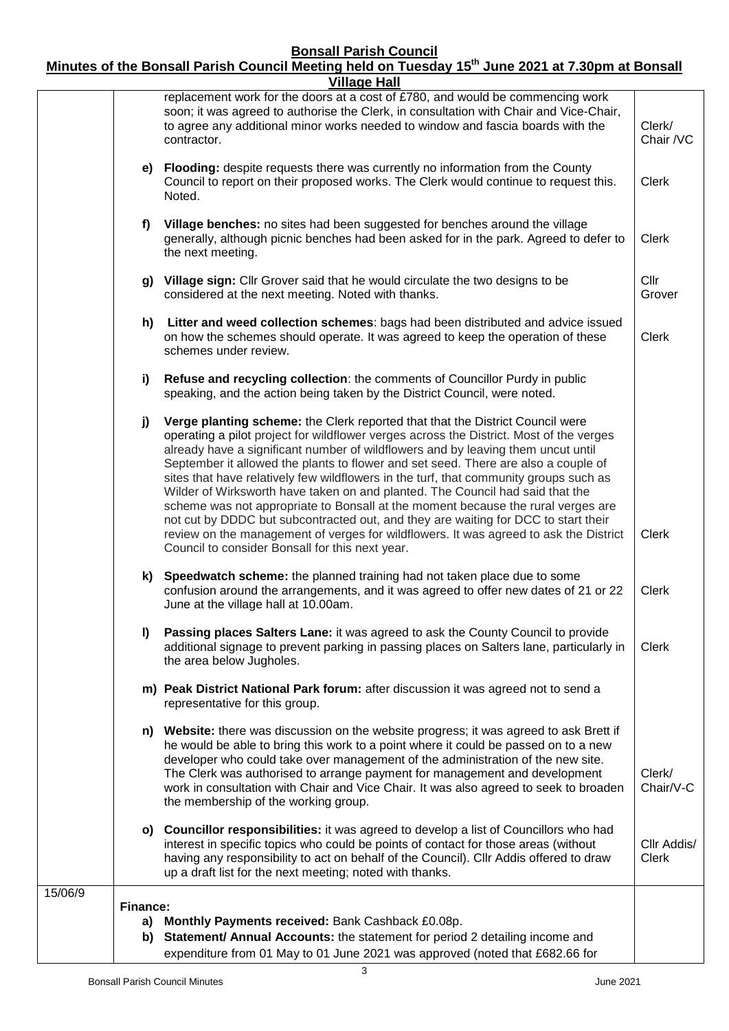**Bonsall Parish Council**

**Minutes of the Bonsall Parish Council Meeting held on Tuesday 15th June 2021 at 7.30pm at Bonsall Village Hall**

| | | |
|---|---|---|
| | replacement work for the doors at a cost of £780, and would be commencing work soon; it was agreed to authorise the Clerk, in consultation with Chair and Vice-Chair, to agree any additional minor works needed to window and fascia boards with the contractor. | Clerk/ Chair /VC |
| | **e) Flooding:** despite requests there was currently no information from the County Council to report on their proposed works. The Clerk would continue to request this. Noted. | Clerk |
| | **f) Village benches:** no sites had been suggested for benches around the village generally, although picnic benches had been asked for in the park. Agreed to defer to the next meeting. | Clerk |
| | **g) Village sign:** Cllr Grover said that he would circulate the two designs to be considered at the next meeting. Noted with thanks. | Cllr Grover |
| | **h) Litter and weed collection schemes**: bags had been distributed and advice issued on how the schemes should operate. It was agreed to keep the operation of these schemes under review. | Clerk |
| | **i) Refuse and recycling collection**: the comments of Councillor Purdy in public speaking, and the action being taken by the District Council, were noted. | |
| | **j) Verge planting scheme:** the Clerk reported that that the District Council were operating a pilot project for wildflower verges across the District. Most of the verges already have a significant number of wildflowers and by leaving them uncut until September it allowed the plants to flower and set seed. There are also a couple of sites that have relatively few wildflowers in the turf, that community groups such as Wilder of Wirksworth have taken on and planted. The Council had said that the scheme was not appropriate to Bonsall at the moment because the rural verges are not cut by DDDC but subcontracted out, and they are waiting for DCC to start their review on the management of verges for wildflowers. It was agreed to ask the District Council to consider Bonsall for this next year. | Clerk |
| | **k) Speedwatch scheme:** the planned training had not taken place due to some confusion around the arrangements, and it was agreed to offer new dates of 21 or 22 June at the village hall at 10.00am. | Clerk |
| | **l) Passing places Salters Lane:** it was agreed to ask the County Council to provide additional signage to prevent parking in passing places on Salters lane, particularly in the area below Jugholes. | Clerk |
| | **m) Peak District National Park forum:** after discussion it was agreed not to send a representative for this group. | |
| | **n) Website:** there was discussion on the website progress; it was agreed to ask Brett if he would be able to bring this work to a point where it could be passed on to a new developer who could take over management of the administration of the new site. The Clerk was authorised to arrange payment for management and development work in consultation with Chair and Vice Chair. It was also agreed to seek to broaden the membership of the working group. | Clerk/ Chair/V-C |
| | **o) Councillor responsibilities:** it was agreed to develop a list of Councillors who had interest in specific topics who could be points of contact for those areas (without having any responsibility to act on behalf of the Council). Cllr Addis offered to draw up a draft list for the next meeting; noted with thanks. | Cllr Addis/ Clerk |
| 15/06/9 | **Finance:**<br>**a) Monthly Payments received:** Bank Cashback £0.08p.<br>**b) Statement/ Annual Accounts:** the statement for period 2 detailing income and expenditure from 01 May to 01 June 2021 was approved (noted that £682.66 for | |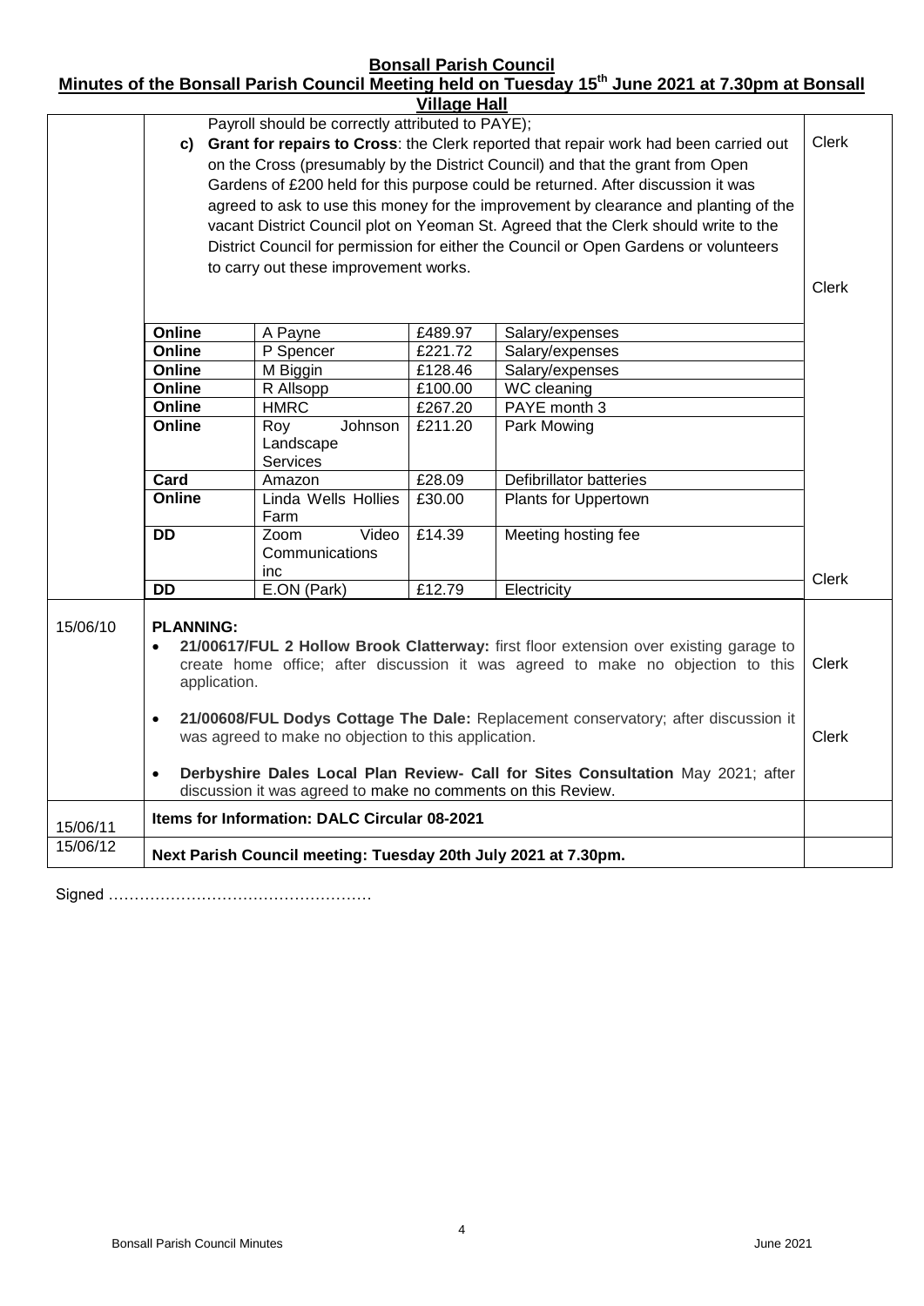**Bonsall Parish Council**

**Minutes of the Bonsall Parish Council Meeting held on Tuesday 15th June 2021 at 7.30pm at Bonsall Village Hall**

| | | |
|---|---|---|
| | Payroll should be correctly attributed to PAYE); | |
| | **c) Grant for repairs to Cross**: the Clerk reported that repair work had been carried out on the Cross (presumably by the District Council) and that the grant from Open Gardens of £200 held for this purpose could be returned. After discussion it was agreed to ask to use this money for the improvement by clearance and planting of the vacant District Council plot on Yeoman St. Agreed that the Clerk should write to the District Council for permission for either the Council or Open Gardens or volunteers to carry out these improvement works. | Clerk<br><br>Clerk |

| | | | |
|---|---|---|---|
| **Online** | A Payne | £489.97 | Salary/expenses |
| **Online** | P Spencer | £221.72 | Salary/expenses |
| **Online** | M Biggin | £128.46 | Salary/expenses |
| **Online** | R Allsopp | £100.00 | WC cleaning |
| **Online** | HMRC | £267.20 | PAYE month 3 |
| **Online** | Roy Johnson Landscape Services | £211.20 | Park Mowing |
| **Card** | Amazon | £28.09 | Defibrillator batteries |
| **Online** | Linda Wells Hollies Farm | £30.00 | Plants for Uppertown |
| **DD** | Zoom Video Communications inc | £14.39 | Meeting hosting fee |
| **DD** | E.ON (Park) | £12.79 | Electricity |

Clerk

| | | |
|---|---|---|
| 15/06/10 | **PLANNING:**<br>• **21/00617/FUL 2 Hollow Brook Clatterway:** first floor extension over existing garage to create home office; after discussion it was agreed to make no objection to this application.<br>• **21/00608/FUL Dodys Cottage The Dale:** Replacement conservatory; after discussion it was agreed to make no objection to this application.<br>• **Derbyshire Dales Local Plan Review- Call for Sites Consultation** May 2021; after discussion it was agreed to make no comments on this Review. | Clerk<br><br>Clerk |
| 15/06/11 | **Items for Information: DALC Circular 08-2021** | |
| 15/06/12 | **Next Parish Council meeting: Tuesday 20th July 2021 at 7.30pm.** | |

Signed ……………………………………………